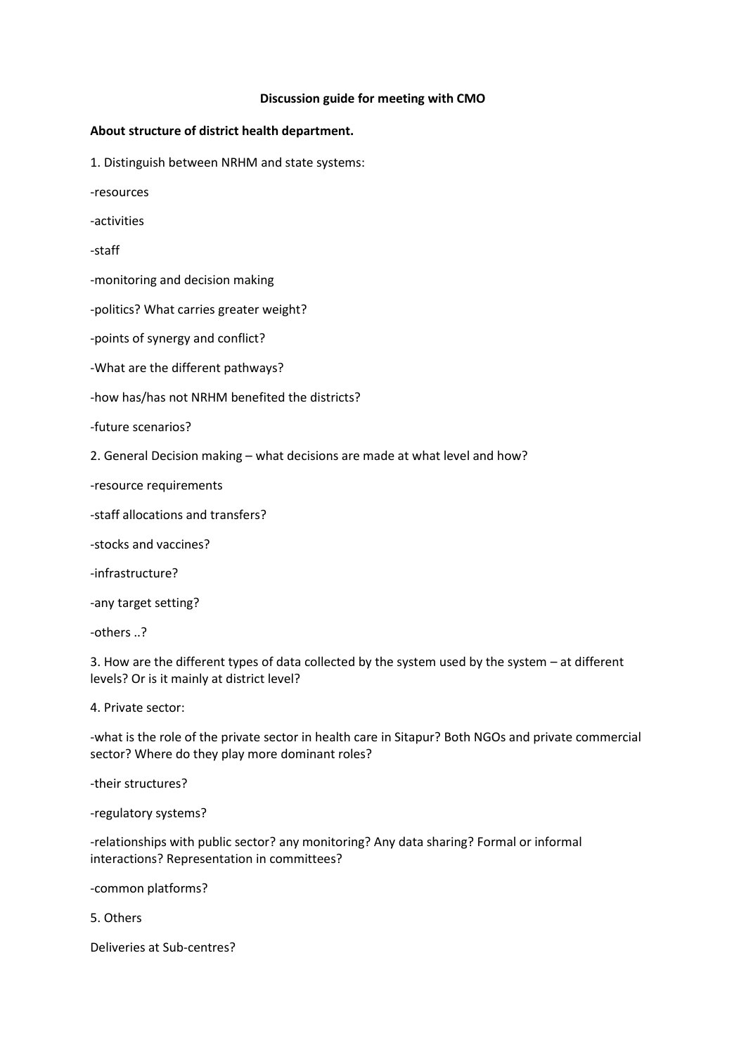# Discussion guide for meeting with CMO

**About structure of district health department.**

1. Distinguish between NRHM and state systems:

-resources

-activities

-staff

-monitoring and decision making

-politics? What carries greater weight?

-points of synergy and conflict?

-What are the different pathways?

-how has/has not NRHM benefited the districts?

-future scenarios?

2. General Decision making – what decisions are made at what level and how?

-resource requirements

-staff allocations and transfers?

-stocks and vaccines?

-infrastructure?

-any target setting?

-others ..?

3. How are the different types of data collected by the system used by the system – at different levels? Or is it mainly at district level?

4. Private sector:

-what is the role of the private sector in health care in Sitapur? Both NGOs and private commercial sector? Where do they play more dominant roles?

-their structures?

-regulatory systems?

-relationships with public sector? any monitoring? Any data sharing? Formal or informal interactions? Representation in committees?

-common platforms?

5. Others

Deliveries at Sub-centres?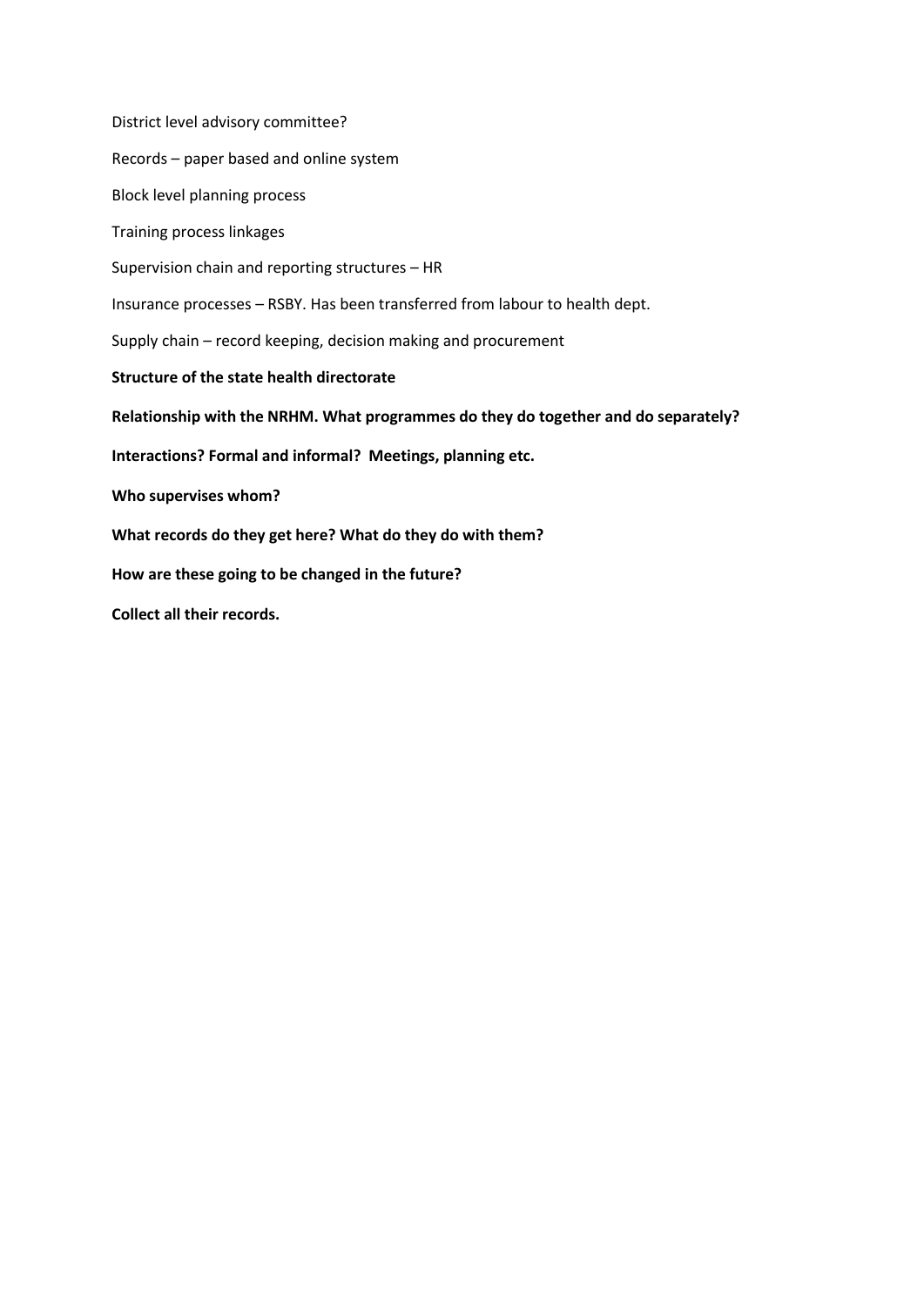District level advisory committee?

Records – paper based and online system

Block level planning process

Training process linkages

Supervision chain and reporting structures – HR

Insurance processes – RSBY. Has been transferred from labour to health dept.

Supply chain – record keeping, decision making and procurement

**Structure of the state health directorate**

**Relationship with the NRHM. What programmes do they do together and do separately?**

**Interactions? Formal and informal? Meetings, planning etc.**

**Who supervises whom?**

**What records do they get here? What do they do with them?**

**How are these going to be changed in the future?**

**Collect all their records.**